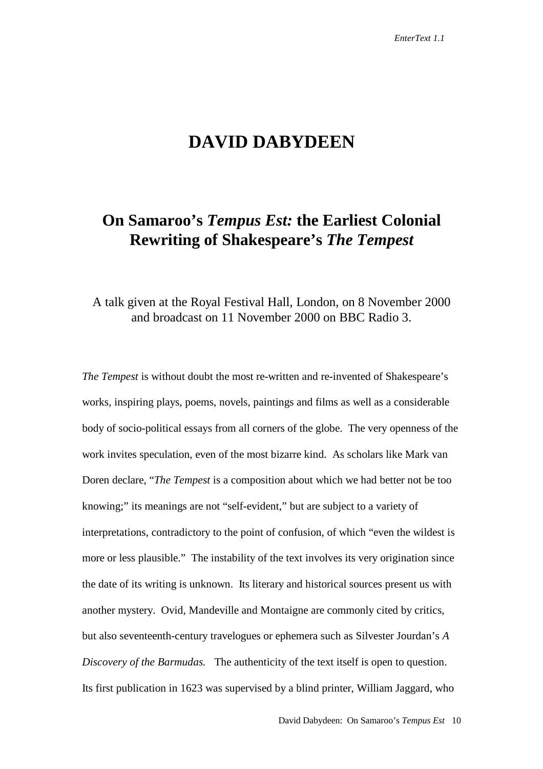# DAVID DABYDEEN

## On Samaroo's *Tempus Est:* the Earliest Colonial Rewriting of Shakespeare's *The Tempest*

A talk given at the Royal Festival Hall, London, on 8 November 2000 and broadcast on 11 November 2000 on BBC Radio 3.

*The Tempest* is without doubt the most re-written and re-invented of Shakespeare's works, inspiring plays, poems, novels, paintings and films as well as a considerable body of socio-political essays from all corners of the globe. The very openness of the work invites speculation, even of the most bizarre kind. As scholars like Mark van Doren declare, "*The Tempest* is a composition about which we had better not be too knowing;" its meanings are not "self-evident," but are subject to a variety of interpretations, contradictory to the point of confusion, of which "even the wildest is more or less plausible." The instability of the text involves its very origination since the date of its writing is unknown. Its literary and historical sources present us with another mystery. Ovid, Mandeville and Montaigne are commonly cited by critics, but also seventeenth-century travelogues or ephemera such as Silvester Jourdan's *A Discovery of the Barmudas.* The authenticity of the text itself is open to question. Its first publication in 1623 was supervised by a blind printer, William Jaggard, who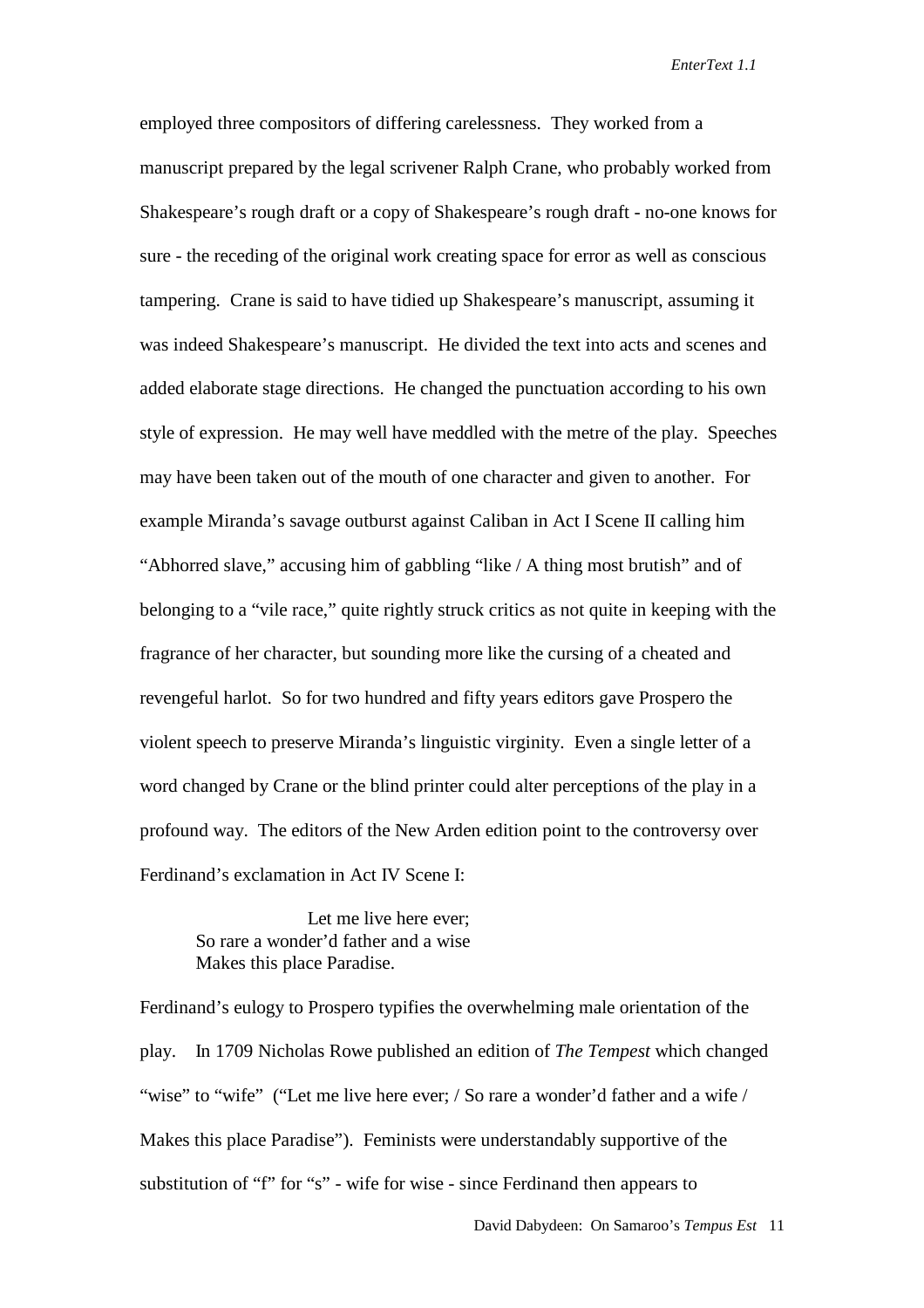employed three compositors of differing carelessness. They worked from a manuscript prepared by the legal scrivener Ralph Crane, who probably worked from Shakespeare's rough draft or a copy of Shakespeare's rough draft - no-one knows for sure - the receding of the original work creating space for error as well as conscious tampering. Crane is said to have tidied up Shakespeare's manuscript, assuming it was indeed Shakespeare's manuscript. He divided the text into acts and scenes and added elaborate stage directions. He changed the punctuation according to his own style of expression. He may well have meddled with the metre of the play. Speeches may have been taken out of the mouth of one character and given to another. For example Miranda's savage outburst against Caliban in Act I Scene II calling him "Abhorred slave," accusing him of gabbling "like / A thing most brutish" and of belonging to a "vile race," quite rightly struck critics as not quite in keeping with the fragrance of her character, but sounding more like the cursing of a cheated and revengeful harlot. So for two hundred and fifty years editors gave Prospero the violent speech to preserve Miranda's linguistic virginity. Even a single letter of a word changed by Crane or the blind printer could alter perceptions of the play in a profound way. The editors of the New Arden edition point to the controversy over Ferdinand's exclamation in Act IV Scene I:

> Let me live here ever;
> So rare a wonder'd father and a wise
> Makes this place Paradise.

Ferdinand's eulogy to Prospero typifies the overwhelming male orientation of the play. In 1709 Nicholas Rowe published an edition of *The Tempest* which changed "wise" to "wife" ("Let me live here ever; / So rare a wonder'd father and a wife / Makes this place Paradise"). Feminists were understandably supportive of the substitution of "f" for "s" - wife for wise - since Ferdinand then appears to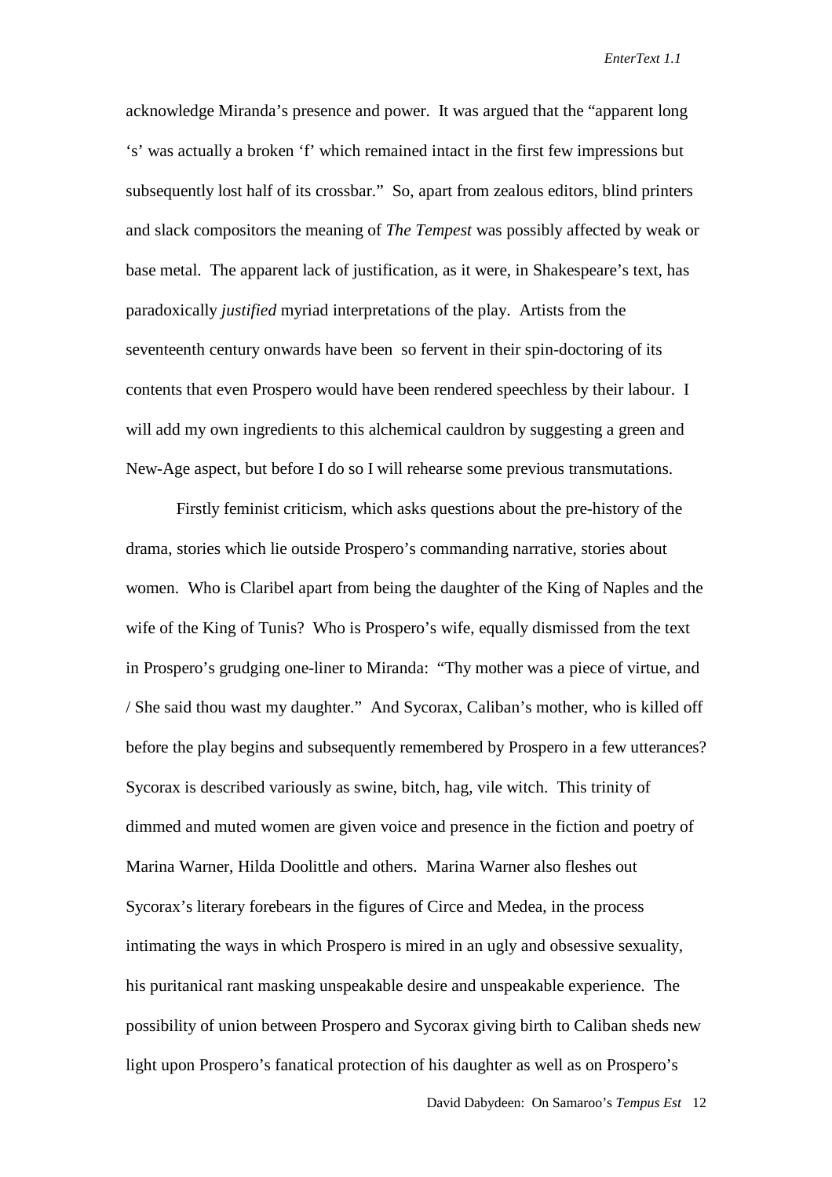acknowledge Miranda's presence and power. It was argued that the "apparent long 's' was actually a broken 'f' which remained intact in the first few impressions but subsequently lost half of its crossbar." So, apart from zealous editors, blind printers and slack compositors the meaning of *The Tempest* was possibly affected by weak or base metal. The apparent lack of justification, as it were, in Shakespeare's text, has paradoxically *justified* myriad interpretations of the play. Artists from the seventeenth century onwards have been so fervent in their spin-doctoring of its contents that even Prospero would have been rendered speechless by their labour. I will add my own ingredients to this alchemical cauldron by suggesting a green and New-Age aspect, but before I do so I will rehearse some previous transmutations.

Firstly feminist criticism, which asks questions about the pre-history of the drama, stories which lie outside Prospero's commanding narrative, stories about women. Who is Claribel apart from being the daughter of the King of Naples and the wife of the King of Tunis? Who is Prospero's wife, equally dismissed from the text in Prospero's grudging one-liner to Miranda: "Thy mother was a piece of virtue, and / She said thou wast my daughter." And Sycorax, Caliban's mother, who is killed off before the play begins and subsequently remembered by Prospero in a few utterances? Sycorax is described variously as swine, bitch, hag, vile witch. This trinity of dimmed and muted women are given voice and presence in the fiction and poetry of Marina Warner, Hilda Doolittle and others. Marina Warner also fleshes out Sycorax's literary forebears in the figures of Circe and Medea, in the process intimating the ways in which Prospero is mired in an ugly and obsessive sexuality, his puritanical rant masking unspeakable desire and unspeakable experience. The possibility of union between Prospero and Sycorax giving birth to Caliban sheds new light upon Prospero's fanatical protection of his daughter as well as on Prospero's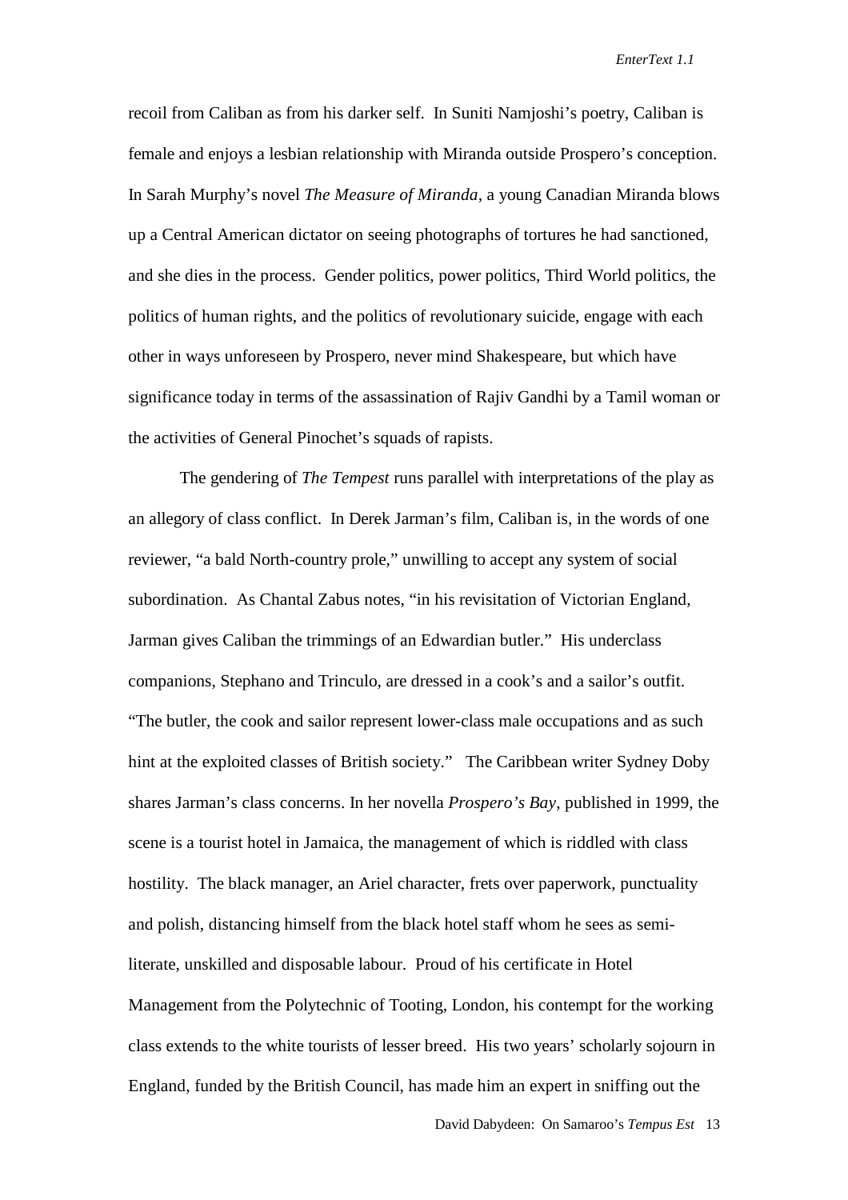recoil from Caliban as from his darker self. In Suniti Namjoshi's poetry, Caliban is female and enjoys a lesbian relationship with Miranda outside Prospero's conception. In Sarah Murphy's novel *The Measure of Miranda*, a young Canadian Miranda blows up a Central American dictator on seeing photographs of tortures he had sanctioned, and she dies in the process. Gender politics, power politics, Third World politics, the politics of human rights, and the politics of revolutionary suicide, engage with each other in ways unforeseen by Prospero, never mind Shakespeare, but which have significance today in terms of the assassination of Rajiv Gandhi by a Tamil woman or the activities of General Pinochet's squads of rapists.

The gendering of *The Tempest* runs parallel with interpretations of the play as an allegory of class conflict. In Derek Jarman's film, Caliban is, in the words of one reviewer, "a bald North-country prole," unwilling to accept any system of social subordination. As Chantal Zabus notes, "in his revisitation of Victorian England, Jarman gives Caliban the trimmings of an Edwardian butler." His underclass companions, Stephano and Trinculo, are dressed in a cook's and a sailor's outfit. "The butler, the cook and sailor represent lower-class male occupations and as such hint at the exploited classes of British society." The Caribbean writer Sydney Doby shares Jarman's class concerns. In her novella *Prospero's Bay*, published in 1999, the scene is a tourist hotel in Jamaica, the management of which is riddled with class hostility. The black manager, an Ariel character, frets over paperwork, punctuality and polish, distancing himself from the black hotel staff whom he sees as semi-literate, unskilled and disposable labour. Proud of his certificate in Hotel Management from the Polytechnic of Tooting, London, his contempt for the working class extends to the white tourists of lesser breed. His two years' scholarly sojourn in England, funded by the British Council, has made him an expert in sniffing out the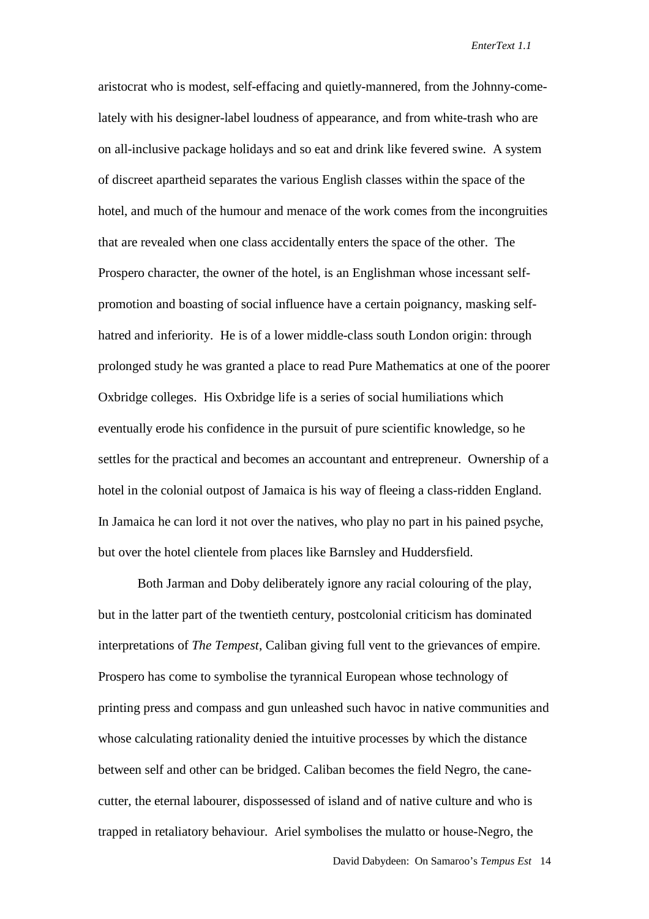aristocrat who is modest, self-effacing and quietly-mannered, from the Johnny-come-lately with his designer-label loudness of appearance, and from white-trash who are on all-inclusive package holidays and so eat and drink like fevered swine. A system of discreet apartheid separates the various English classes within the space of the hotel, and much of the humour and menace of the work comes from the incongruities that are revealed when one class accidentally enters the space of the other. The Prospero character, the owner of the hotel, is an Englishman whose incessant self-promotion and boasting of social influence have a certain poignancy, masking self-hatred and inferiority. He is of a lower middle-class south London origin: through prolonged study he was granted a place to read Pure Mathematics at one of the poorer Oxbridge colleges. His Oxbridge life is a series of social humiliations which eventually erode his confidence in the pursuit of pure scientific knowledge, so he settles for the practical and becomes an accountant and entrepreneur. Ownership of a hotel in the colonial outpost of Jamaica is his way of fleeing a class-ridden England. In Jamaica he can lord it not over the natives, who play no part in his pained psyche, but over the hotel clientele from places like Barnsley and Huddersfield.

Both Jarman and Doby deliberately ignore any racial colouring of the play, but in the latter part of the twentieth century, postcolonial criticism has dominated interpretations of *The Tempest*, Caliban giving full vent to the grievances of empire. Prospero has come to symbolise the tyrannical European whose technology of printing press and compass and gun unleashed such havoc in native communities and whose calculating rationality denied the intuitive processes by which the distance between self and other can be bridged. Caliban becomes the field Negro, the cane-cutter, the eternal labourer, dispossessed of island and of native culture and who is trapped in retaliatory behaviour. Ariel symbolises the mulatto or house-Negro, the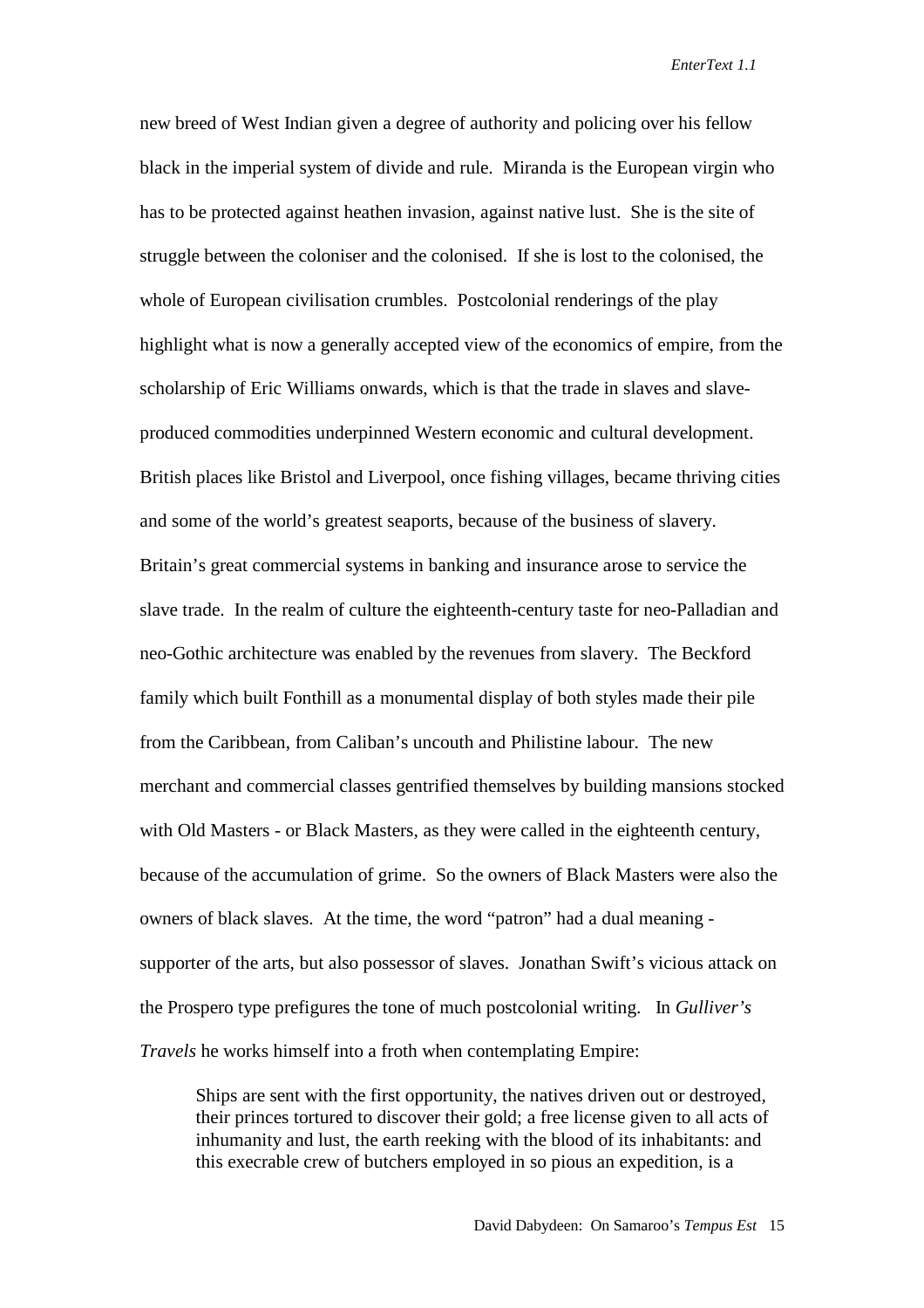new breed of West Indian given a degree of authority and policing over his fellow black in the imperial system of divide and rule. Miranda is the European virgin who has to be protected against heathen invasion, against native lust. She is the site of struggle between the coloniser and the colonised. If she is lost to the colonised, the whole of European civilisation crumbles. Postcolonial renderings of the play highlight what is now a generally accepted view of the economics of empire, from the scholarship of Eric Williams onwards, which is that the trade in slaves and slave-produced commodities underpinned Western economic and cultural development. British places like Bristol and Liverpool, once fishing villages, became thriving cities and some of the world's greatest seaports, because of the business of slavery. Britain's great commercial systems in banking and insurance arose to service the slave trade. In the realm of culture the eighteenth-century taste for neo-Palladian and neo-Gothic architecture was enabled by the revenues from slavery. The Beckford family which built Fonthill as a monumental display of both styles made their pile from the Caribbean, from Caliban's uncouth and Philistine labour. The new merchant and commercial classes gentrified themselves by building mansions stocked with Old Masters - or Black Masters, as they were called in the eighteenth century, because of the accumulation of grime. So the owners of Black Masters were also the owners of black slaves. At the time, the word "patron" had a dual meaning - supporter of the arts, but also possessor of slaves. Jonathan Swift's vicious attack on the Prospero type prefigures the tone of much postcolonial writing. In *Gulliver's Travels* he works himself into a froth when contemplating Empire:

> Ships are sent with the first opportunity, the natives driven out or destroyed, their princes tortured to discover their gold; a free license given to all acts of inhumanity and lust, the earth reeking with the blood of its inhabitants: and this execrable crew of butchers employed in so pious an expedition, is a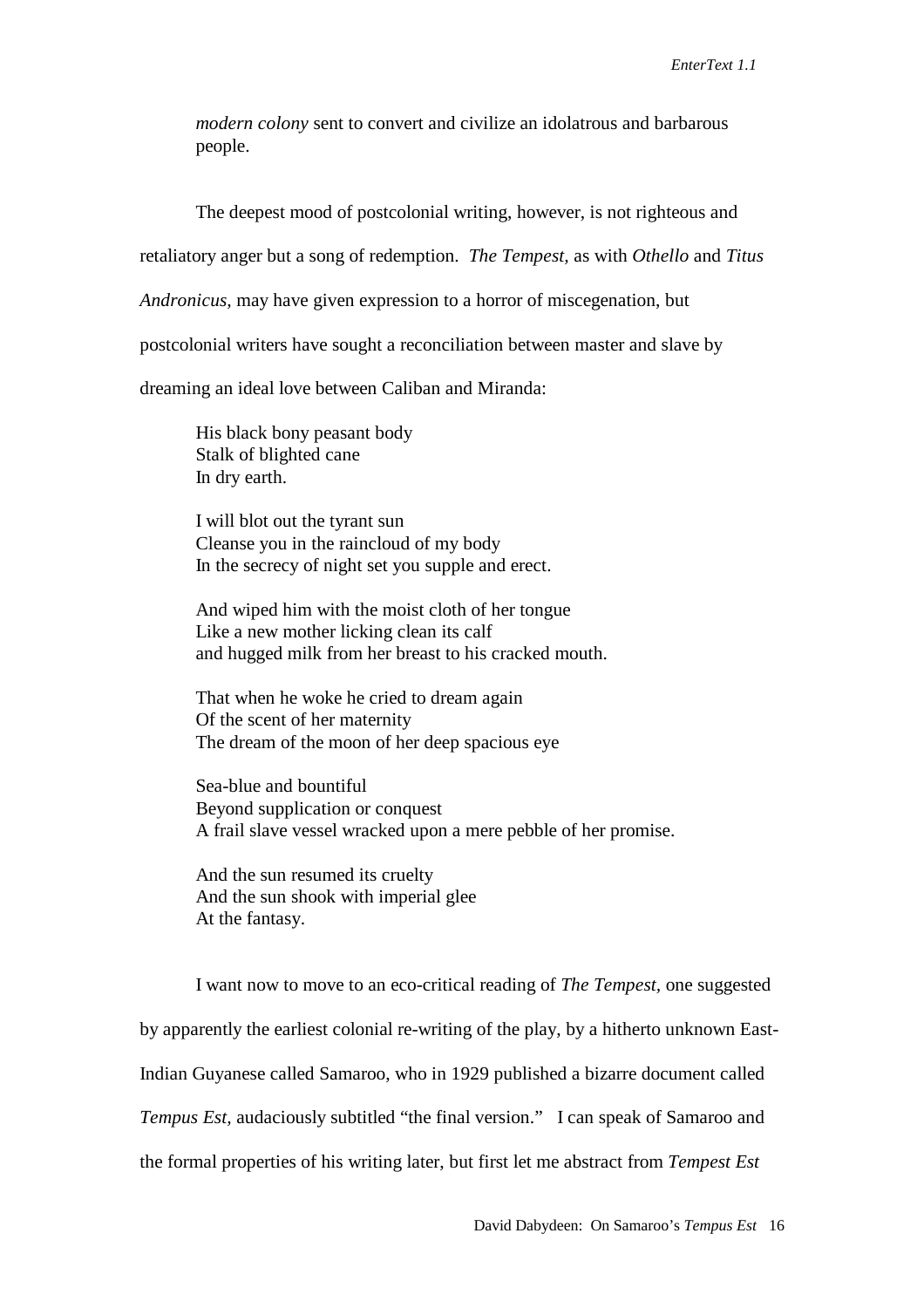*modern colony* sent to convert and civilize an idolatrous and barbarous people.

The deepest mood of postcolonial writing, however, is not righteous and retaliatory anger but a song of redemption. *The Tempest,* as with *Othello* and *Titus Andronicus,* may have given expression to a horror of miscegenation, but postcolonial writers have sought a reconciliation between master and slave by dreaming an ideal love between Caliban and Miranda:

> His black bony peasant body
> Stalk of blighted cane
> In dry earth.
>
> I will blot out the tyrant sun
> Cleanse you in the raincloud of my body
> In the secrecy of night set you supple and erect.
>
> And wiped him with the moist cloth of her tongue
> Like a new mother licking clean its calf
> and hugged milk from her breast to his cracked mouth.
>
> That when he woke he cried to dream again
> Of the scent of her maternity
> The dream of the moon of her deep spacious eye
>
> Sea-blue and bountiful
> Beyond supplication or conquest
> A frail slave vessel wracked upon a mere pebble of her promise.
>
> And the sun resumed its cruelty
> And the sun shook with imperial glee
> At the fantasy.

I want now to move to an eco-critical reading of *The Tempest,* one suggested by apparently the earliest colonial re-writing of the play, by a hitherto unknown East-Indian Guyanese called Samaroo, who in 1929 published a bizarre document called *Tempus Est,* audaciously subtitled "the final version." I can speak of Samaroo and the formal properties of his writing later, but first let me abstract from *Tempest Est*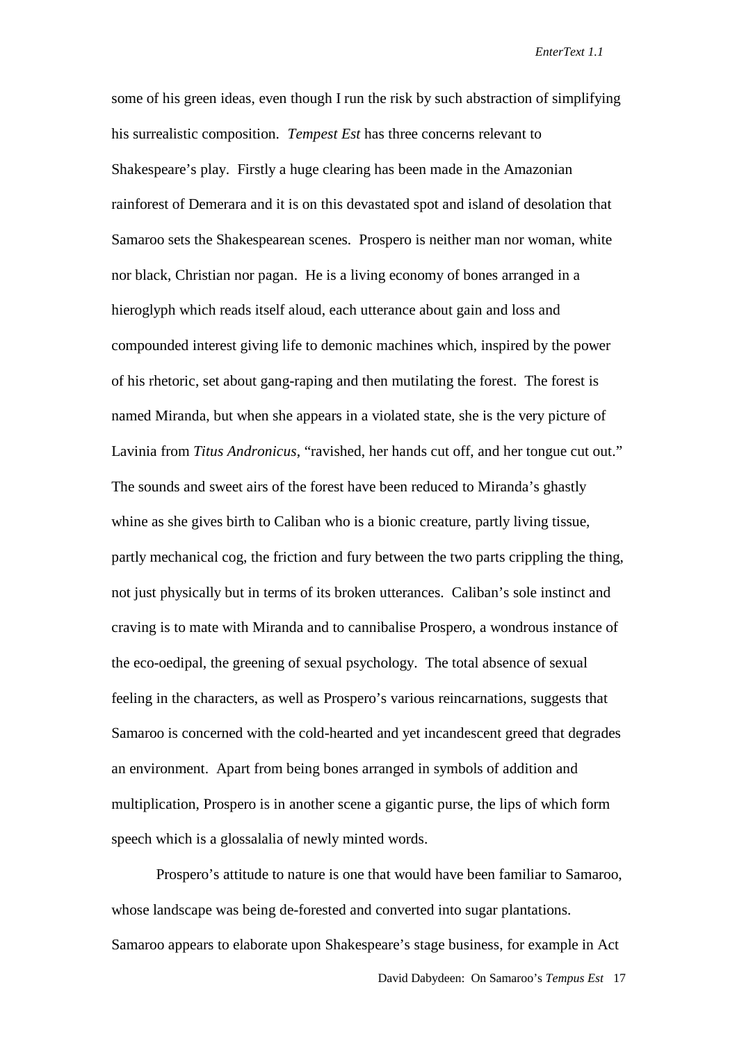some of his green ideas, even though I run the risk by such abstraction of simplifying his surrealistic composition. *Tempest Est* has three concerns relevant to Shakespeare's play. Firstly a huge clearing has been made in the Amazonian rainforest of Demerara and it is on this devastated spot and island of desolation that Samaroo sets the Shakespearean scenes. Prospero is neither man nor woman, white nor black, Christian nor pagan. He is a living economy of bones arranged in a hieroglyph which reads itself aloud, each utterance about gain and loss and compounded interest giving life to demonic machines which, inspired by the power of his rhetoric, set about gang-raping and then mutilating the forest. The forest is named Miranda, but when she appears in a violated state, she is the very picture of Lavinia from *Titus Andronicus*, "ravished, her hands cut off, and her tongue cut out." The sounds and sweet airs of the forest have been reduced to Miranda's ghastly whine as she gives birth to Caliban who is a bionic creature, partly living tissue, partly mechanical cog, the friction and fury between the two parts crippling the thing, not just physically but in terms of its broken utterances. Caliban's sole instinct and craving is to mate with Miranda and to cannibalise Prospero, a wondrous instance of the eco-oedipal, the greening of sexual psychology. The total absence of sexual feeling in the characters, as well as Prospero's various reincarnations, suggests that Samaroo is concerned with the cold-hearted and yet incandescent greed that degrades an environment. Apart from being bones arranged in symbols of addition and multiplication, Prospero is in another scene a gigantic purse, the lips of which form speech which is a glossalalia of newly minted words.

Prospero's attitude to nature is one that would have been familiar to Samaroo, whose landscape was being de-forested and converted into sugar plantations. Samaroo appears to elaborate upon Shakespeare's stage business, for example in Act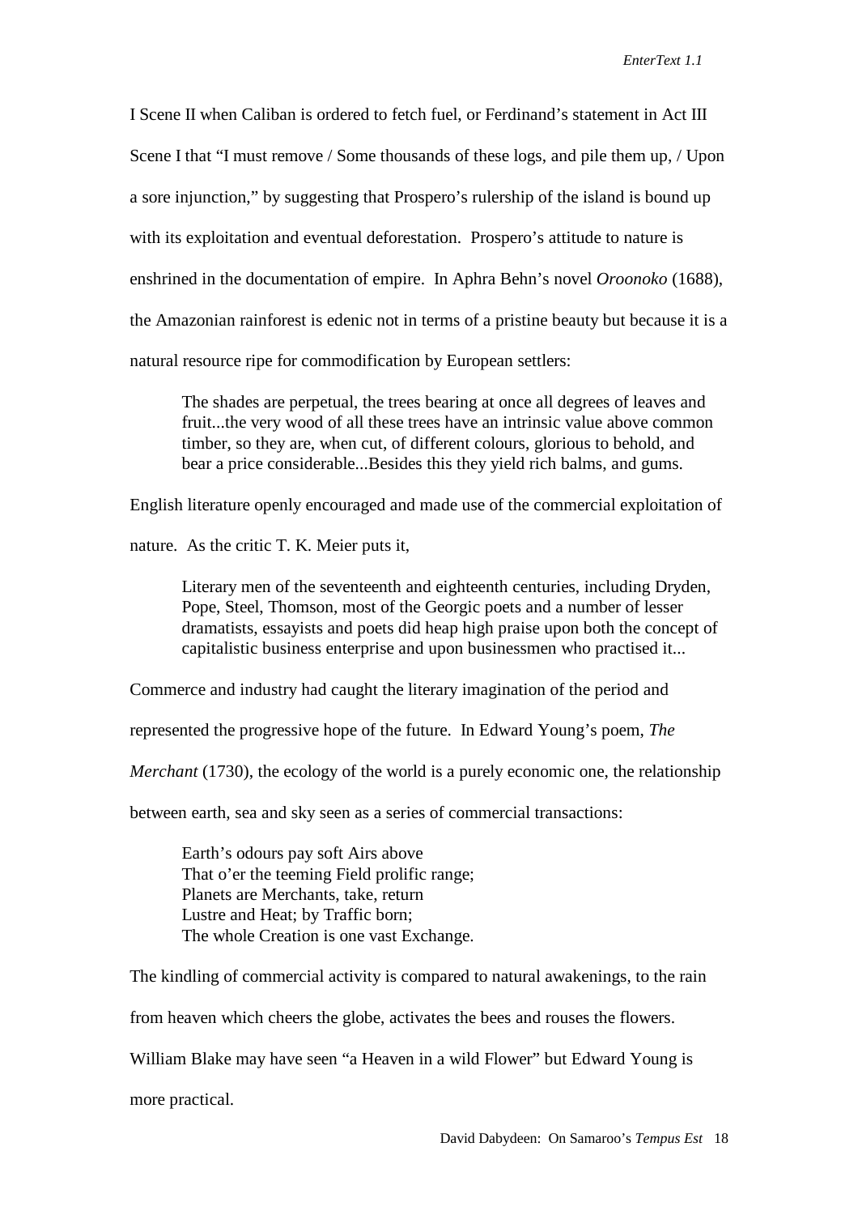I Scene II when Caliban is ordered to fetch fuel, or Ferdinand's statement in Act III Scene I that "I must remove / Some thousands of these logs, and pile them up, / Upon a sore injunction," by suggesting that Prospero's rulership of the island is bound up with its exploitation and eventual deforestation. Prospero's attitude to nature is enshrined in the documentation of empire. In Aphra Behn's novel *Oroonoko* (1688), the Amazonian rainforest is edenic not in terms of a pristine beauty but because it is a natural resource ripe for commodification by European settlers:

> The shades are perpetual, the trees bearing at once all degrees of leaves and fruit...the very wood of all these trees have an intrinsic value above common timber, so they are, when cut, of different colours, glorious to behold, and bear a price considerable...Besides this they yield rich balms, and gums.

English literature openly encouraged and made use of the commercial exploitation of nature. As the critic T. K. Meier puts it,

> Literary men of the seventeenth and eighteenth centuries, including Dryden, Pope, Steel, Thomson, most of the Georgic poets and a number of lesser dramatists, essayists and poets did heap high praise upon both the concept of capitalistic business enterprise and upon businessmen who practised it...

Commerce and industry had caught the literary imagination of the period and represented the progressive hope of the future. In Edward Young's poem, *The Merchant* (1730), the ecology of the world is a purely economic one, the relationship between earth, sea and sky seen as a series of commercial transactions:

> Earth's odours pay soft Airs above
> That o'er the teeming Field prolific range;
> Planets are Merchants, take, return
> Lustre and Heat; by Traffic born;
> The whole Creation is one vast Exchange.

The kindling of commercial activity is compared to natural awakenings, to the rain from heaven which cheers the globe, activates the bees and rouses the flowers. William Blake may have seen "a Heaven in a wild Flower" but Edward Young is more practical.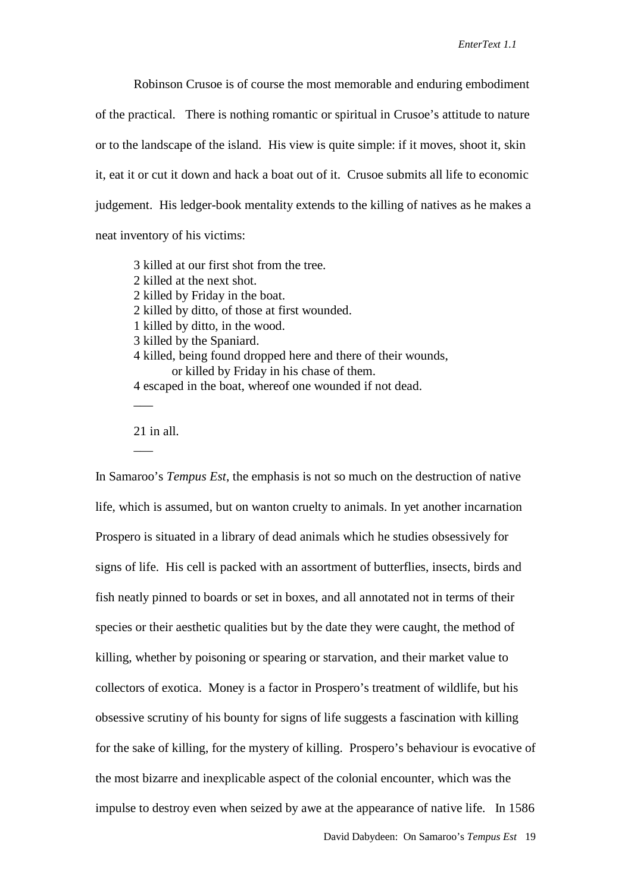Robinson Crusoe is of course the most memorable and enduring embodiment of the practical. There is nothing romantic or spiritual in Crusoe's attitude to nature or to the landscape of the island. His view is quite simple: if it moves, shoot it, skin it, eat it or cut it down and hack a boat out of it. Crusoe submits all life to economic judgement. His ledger-book mentality extends to the killing of natives as he makes a neat inventory of his victims:

> 3 killed at our first shot from the tree.
> 2 killed at the next shot.
> 2 killed by Friday in the boat.
> 2 killed by ditto, of those at first wounded.
> 1 killed by ditto, in the wood.
> 3 killed by the Spaniard.
> 4 killed, being found dropped here and there of their wounds,
>     or killed by Friday in his chase of them.
> 4 escaped in the boat, whereof one wounded if not dead.
> ___
> 21 in all.
> ___

In Samaroo's *Tempus Est*, the emphasis is not so much on the destruction of native life, which is assumed, but on wanton cruelty to animals. In yet another incarnation Prospero is situated in a library of dead animals which he studies obsessively for signs of life. His cell is packed with an assortment of butterflies, insects, birds and fish neatly pinned to boards or set in boxes, and all annotated not in terms of their species or their aesthetic qualities but by the date they were caught, the method of killing, whether by poisoning or spearing or starvation, and their market value to collectors of exotica. Money is a factor in Prospero's treatment of wildlife, but his obsessive scrutiny of his bounty for signs of life suggests a fascination with killing for the sake of killing, for the mystery of killing. Prospero's behaviour is evocative of the most bizarre and inexplicable aspect of the colonial encounter, which was the impulse to destroy even when seized by awe at the appearance of native life. In 1586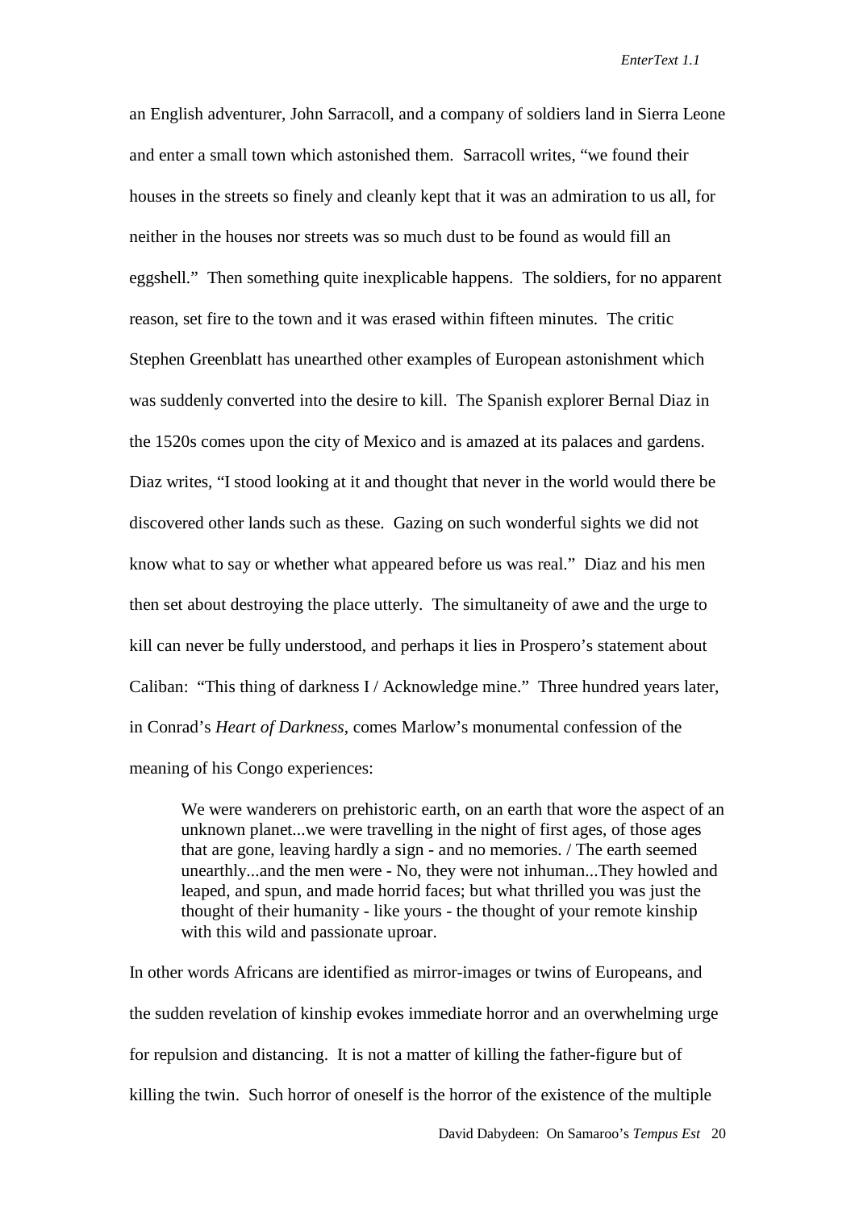an English adventurer, John Sarracoll, and a company of soldiers land in Sierra Leone and enter a small town which astonished them. Sarracoll writes, "we found their houses in the streets so finely and cleanly kept that it was an admiration to us all, for neither in the houses nor streets was so much dust to be found as would fill an eggshell." Then something quite inexplicable happens. The soldiers, for no apparent reason, set fire to the town and it was erased within fifteen minutes. The critic Stephen Greenblatt has unearthed other examples of European astonishment which was suddenly converted into the desire to kill. The Spanish explorer Bernal Diaz in the 1520s comes upon the city of Mexico and is amazed at its palaces and gardens. Diaz writes, "I stood looking at it and thought that never in the world would there be discovered other lands such as these. Gazing on such wonderful sights we did not know what to say or whether what appeared before us was real." Diaz and his men then set about destroying the place utterly. The simultaneity of awe and the urge to kill can never be fully understood, and perhaps it lies in Prospero's statement about Caliban: "This thing of darkness I / Acknowledge mine." Three hundred years later, in Conrad's *Heart of Darkness*, comes Marlow's monumental confession of the meaning of his Congo experiences:

> We were wanderers on prehistoric earth, on an earth that wore the aspect of an unknown planet...we were travelling in the night of first ages, of those ages that are gone, leaving hardly a sign - and no memories. / The earth seemed unearthly...and the men were - No, they were not inhuman...They howled and leaped, and spun, and made horrid faces; but what thrilled you was just the thought of their humanity - like yours - the thought of your remote kinship with this wild and passionate uproar.

In other words Africans are identified as mirror-images or twins of Europeans, and the sudden revelation of kinship evokes immediate horror and an overwhelming urge for repulsion and distancing. It is not a matter of killing the father-figure but of killing the twin. Such horror of oneself is the horror of the existence of the multiple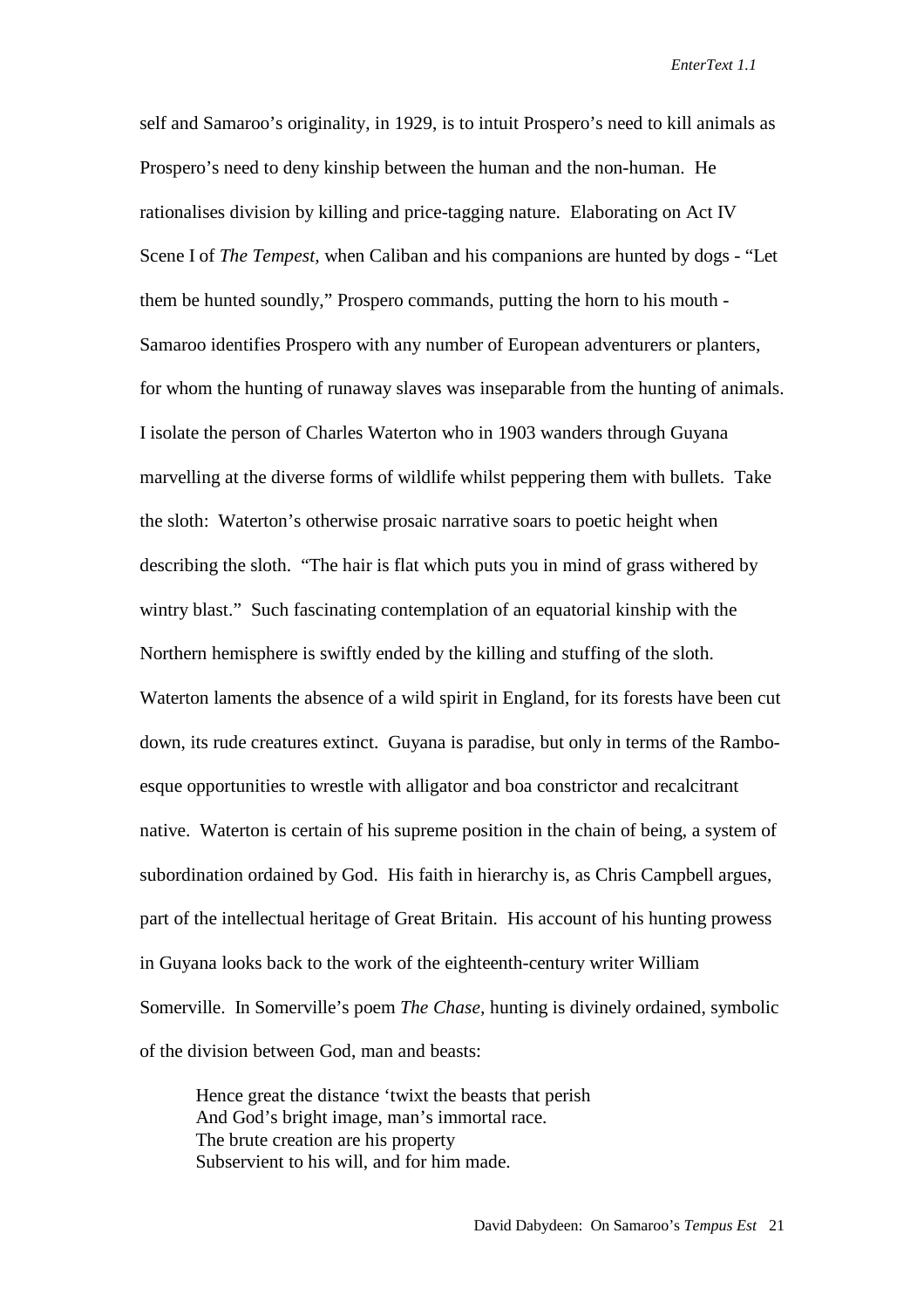self and Samaroo's originality, in 1929, is to intuit Prospero's need to kill animals as Prospero's need to deny kinship between the human and the non-human. He rationalises division by killing and price-tagging nature. Elaborating on Act IV Scene I of *The Tempest,* when Caliban and his companions are hunted by dogs - "Let them be hunted soundly," Prospero commands, putting the horn to his mouth - Samaroo identifies Prospero with any number of European adventurers or planters, for whom the hunting of runaway slaves was inseparable from the hunting of animals. I isolate the person of Charles Waterton who in 1903 wanders through Guyana marvelling at the diverse forms of wildlife whilst peppering them with bullets. Take the sloth: Waterton's otherwise prosaic narrative soars to poetic height when describing the sloth. "The hair is flat which puts you in mind of grass withered by wintry blast." Such fascinating contemplation of an equatorial kinship with the Northern hemisphere is swiftly ended by the killing and stuffing of the sloth. Waterton laments the absence of a wild spirit in England, for its forests have been cut down, its rude creatures extinct. Guyana is paradise, but only in terms of the Rambo-esque opportunities to wrestle with alligator and boa constrictor and recalcitrant native. Waterton is certain of his supreme position in the chain of being, a system of subordination ordained by God. His faith in hierarchy is, as Chris Campbell argues, part of the intellectual heritage of Great Britain. His account of his hunting prowess in Guyana looks back to the work of the eighteenth-century writer William Somerville. In Somerville's poem *The Chase*, hunting is divinely ordained, symbolic of the division between God, man and beasts:

> Hence great the distance 'twixt the beasts that perish
> And God's bright image, man's immortal race.
> The brute creation are his property
> Subservient to his will, and for him made.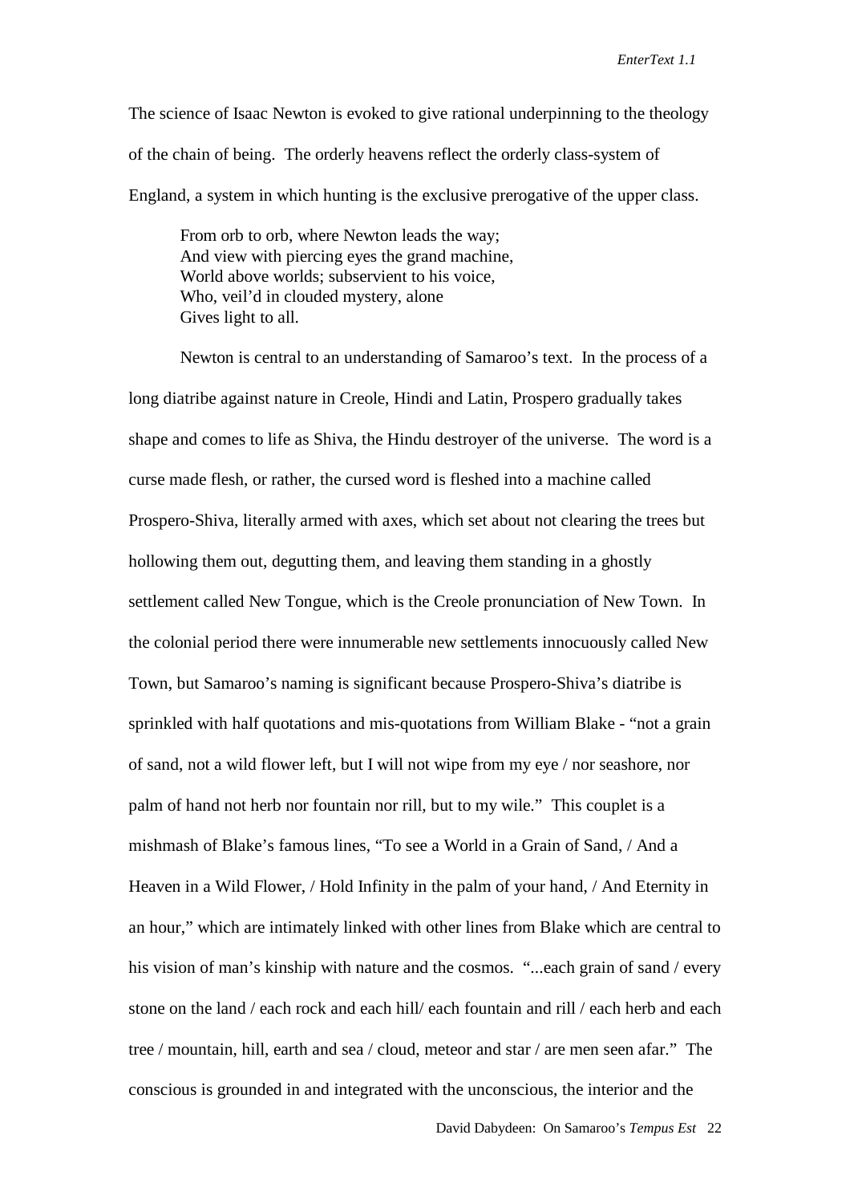The science of Isaac Newton is evoked to give rational underpinning to the theology of the chain of being. The orderly heavens reflect the orderly class-system of England, a system in which hunting is the exclusive prerogative of the upper class.

> From orb to orb, where Newton leads the way;
> And view with piercing eyes the grand machine,
> World above worlds; subservient to his voice,
> Who, veil'd in clouded mystery, alone
> Gives light to all.

Newton is central to an understanding of Samaroo's text. In the process of a long diatribe against nature in Creole, Hindi and Latin, Prospero gradually takes shape and comes to life as Shiva, the Hindu destroyer of the universe. The word is a curse made flesh, or rather, the cursed word is fleshed into a machine called Prospero-Shiva, literally armed with axes, which set about not clearing the trees but hollowing them out, degutting them, and leaving them standing in a ghostly settlement called New Tongue, which is the Creole pronunciation of New Town. In the colonial period there were innumerable new settlements innocuously called New Town, but Samaroo's naming is significant because Prospero-Shiva's diatribe is sprinkled with half quotations and mis-quotations from William Blake - "not a grain of sand, not a wild flower left, but I will not wipe from my eye / nor seashore, nor palm of hand not herb nor fountain nor rill, but to my wile." This couplet is a mishmash of Blake's famous lines, "To see a World in a Grain of Sand, / And a Heaven in a Wild Flower, / Hold Infinity in the palm of your hand, / And Eternity in an hour," which are intimately linked with other lines from Blake which are central to his vision of man's kinship with nature and the cosmos. "...each grain of sand / every stone on the land / each rock and each hill/ each fountain and rill / each herb and each tree / mountain, hill, earth and sea / cloud, meteor and star / are men seen afar." The conscious is grounded in and integrated with the unconscious, the interior and the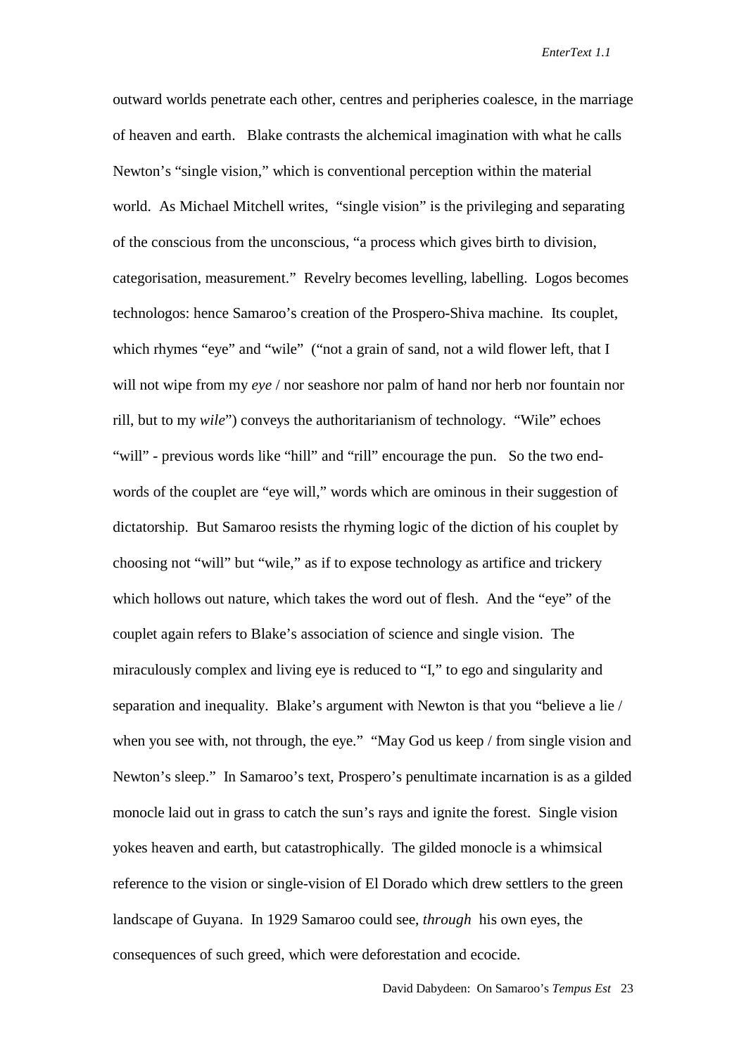outward worlds penetrate each other, centres and peripheries coalesce, in the marriage of heaven and earth. Blake contrasts the alchemical imagination with what he calls Newton's "single vision," which is conventional perception within the material world. As Michael Mitchell writes, "single vision" is the privileging and separating of the conscious from the unconscious, "a process which gives birth to division, categorisation, measurement." Revelry becomes levelling, labelling. Logos becomes technologos: hence Samaroo's creation of the Prospero-Shiva machine. Its couplet, which rhymes "eye" and "wile" ("not a grain of sand, not a wild flower left, that I will not wipe from my *eye* / nor seashore nor palm of hand nor herb nor fountain nor rill, but to my *wile*") conveys the authoritarianism of technology. "Wile" echoes "will" - previous words like "hill" and "rill" encourage the pun. So the two end-words of the couplet are "eye will," words which are ominous in their suggestion of dictatorship. But Samaroo resists the rhyming logic of the diction of his couplet by choosing not "will" but "wile," as if to expose technology as artifice and trickery which hollows out nature, which takes the word out of flesh. And the "eye" of the couplet again refers to Blake's association of science and single vision. The miraculously complex and living eye is reduced to "I," to ego and singularity and separation and inequality. Blake's argument with Newton is that you "believe a lie / when you see with, not through, the eye." "May God us keep / from single vision and Newton's sleep." In Samaroo's text, Prospero's penultimate incarnation is as a gilded monocle laid out in grass to catch the sun's rays and ignite the forest. Single vision yokes heaven and earth, but catastrophically. The gilded monocle is a whimsical reference to the vision or single-vision of El Dorado which drew settlers to the green landscape of Guyana. In 1929 Samaroo could see, *through* his own eyes, the consequences of such greed, which were deforestation and ecocide.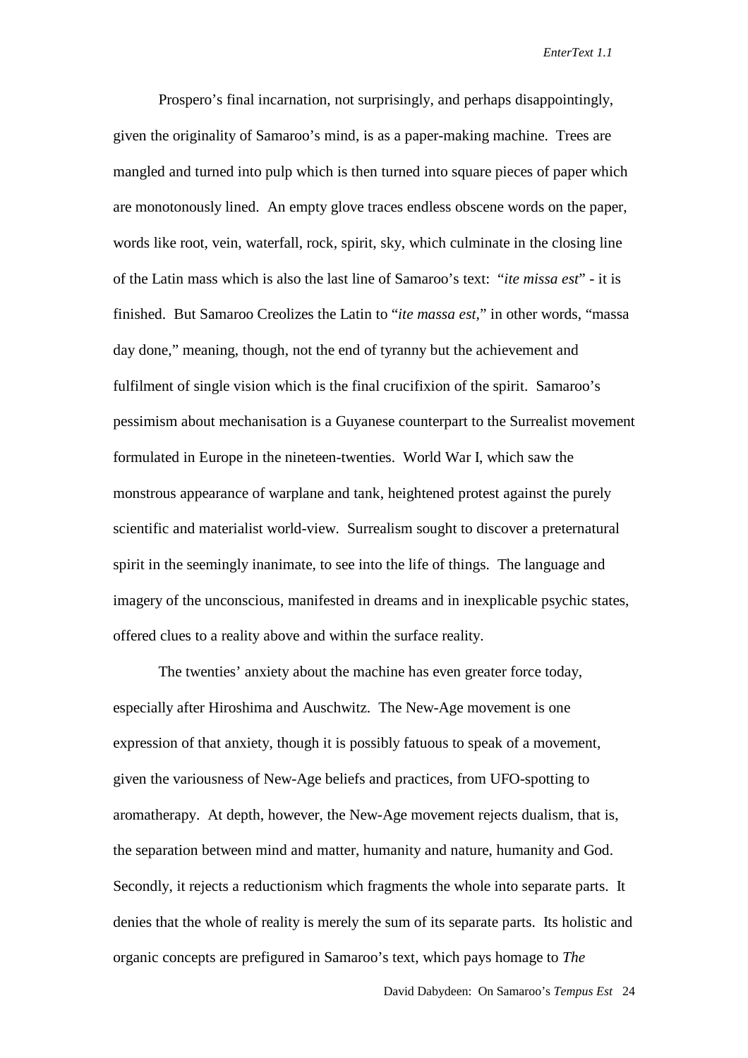Prospero's final incarnation, not surprisingly, and perhaps disappointingly, given the originality of Samaroo's mind, is as a paper-making machine. Trees are mangled and turned into pulp which is then turned into square pieces of paper which are monotonously lined. An empty glove traces endless obscene words on the paper, words like root, vein, waterfall, rock, spirit, sky, which culminate in the closing line of the Latin mass which is also the last line of Samaroo's text: "*ite missa est*" - it is finished. But Samaroo Creolizes the Latin to "*ite massa est,*" in other words, "massa day done," meaning, though, not the end of tyranny but the achievement and fulfilment of single vision which is the final crucifixion of the spirit. Samaroo's pessimism about mechanisation is a Guyanese counterpart to the Surrealist movement formulated in Europe in the nineteen-twenties. World War I, which saw the monstrous appearance of warplane and tank, heightened protest against the purely scientific and materialist world-view. Surrealism sought to discover a preternatural spirit in the seemingly inanimate, to see into the life of things. The language and imagery of the unconscious, manifested in dreams and in inexplicable psychic states, offered clues to a reality above and within the surface reality.

The twenties' anxiety about the machine has even greater force today, especially after Hiroshima and Auschwitz. The New-Age movement is one expression of that anxiety, though it is possibly fatuous to speak of a movement, given the variousness of New-Age beliefs and practices, from UFO-spotting to aromatherapy. At depth, however, the New-Age movement rejects dualism, that is, the separation between mind and matter, humanity and nature, humanity and God. Secondly, it rejects a reductionism which fragments the whole into separate parts. It denies that the whole of reality is merely the sum of its separate parts. Its holistic and organic concepts are prefigured in Samaroo's text, which pays homage to *The*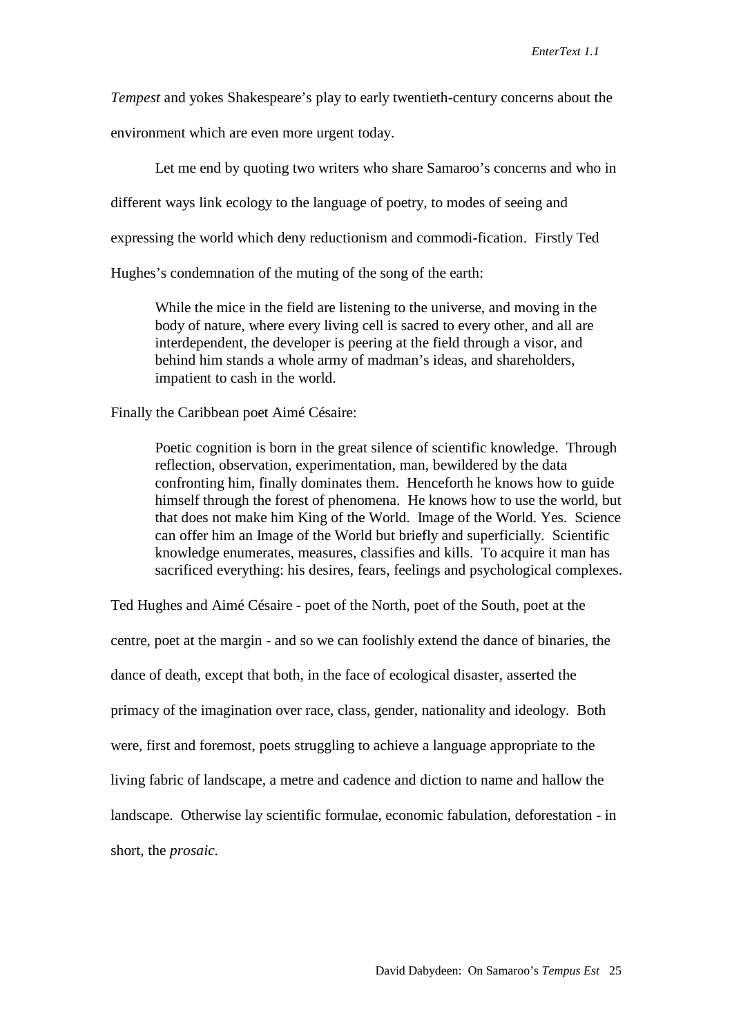*Tempest* and yokes Shakespeare's play to early twentieth-century concerns about the environment which are even more urgent today.

Let me end by quoting two writers who share Samaroo's concerns and who in different ways link ecology to the language of poetry, to modes of seeing and expressing the world which deny reductionism and commodi-fication. Firstly Ted Hughes's condemnation of the muting of the song of the earth:

> While the mice in the field are listening to the universe, and moving in the body of nature, where every living cell is sacred to every other, and all are interdependent, the developer is peering at the field through a visor, and behind him stands a whole army of madman's ideas, and shareholders, impatient to cash in the world.

Finally the Caribbean poet Aimé Césaire:

> Poetic cognition is born in the great silence of scientific knowledge. Through reflection, observation, experimentation, man, bewildered by the data confronting him, finally dominates them. Henceforth he knows how to guide himself through the forest of phenomena. He knows how to use the world, but that does not make him King of the World. Image of the World. Yes. Science can offer him an Image of the World but briefly and superficially. Scientific knowledge enumerates, measures, classifies and kills. To acquire it man has sacrificed everything: his desires, fears, feelings and psychological complexes.

Ted Hughes and Aimé Césaire - poet of the North, poet of the South, poet at the centre, poet at the margin - and so we can foolishly extend the dance of binaries, the dance of death, except that both, in the face of ecological disaster, asserted the primacy of the imagination over race, class, gender, nationality and ideology. Both were, first and foremost, poets struggling to achieve a language appropriate to the living fabric of landscape, a metre and cadence and diction to name and hallow the landscape. Otherwise lay scientific formulae, economic fabulation, deforestation - in short, the *prosaic*.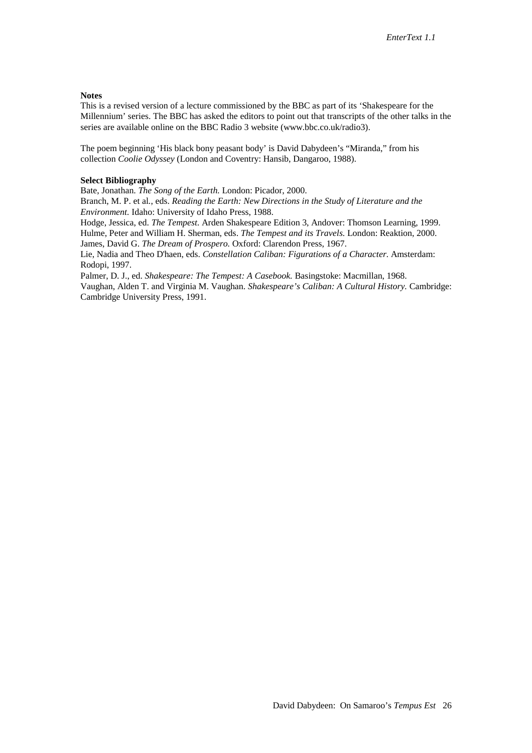**Notes**

This is a revised version of a lecture commissioned by the BBC as part of its 'Shakespeare for the Millennium' series. The BBC has asked the editors to point out that transcripts of the other talks in the series are available online on the BBC Radio 3 website (www.bbc.co.uk/radio3).

The poem beginning 'His black bony peasant body' is David Dabydeen's "Miranda," from his collection *Coolie Odyssey* (London and Coventry: Hansib, Dangaroo, 1988).

**Select Bibliography**

Bate, Jonathan. *The Song of the Earth.* London: Picador, 2000.
Branch, M. P. et al., eds. *Reading the Earth: New Directions in the Study of Literature and the Environment.* Idaho: University of Idaho Press, 1988.
Hodge, Jessica, ed. *The Tempest.* Arden Shakespeare Edition 3, Andover: Thomson Learning, 1999.
Hulme, Peter and William H. Sherman, eds. *The Tempest and its Travels.* London: Reaktion, 2000.
James, David G. *The Dream of Prospero.* Oxford: Clarendon Press, 1967.
Lie, Nadia and Theo D'haen, eds. *Constellation Caliban: Figurations of a Character.* Amsterdam: Rodopi, 1997.
Palmer, D. J., ed. *Shakespeare: The Tempest: A Casebook.* Basingstoke: Macmillan, 1968.
Vaughan, Alden T. and Virginia M. Vaughan. *Shakespeare's Caliban: A Cultural History.* Cambridge: Cambridge University Press, 1991.